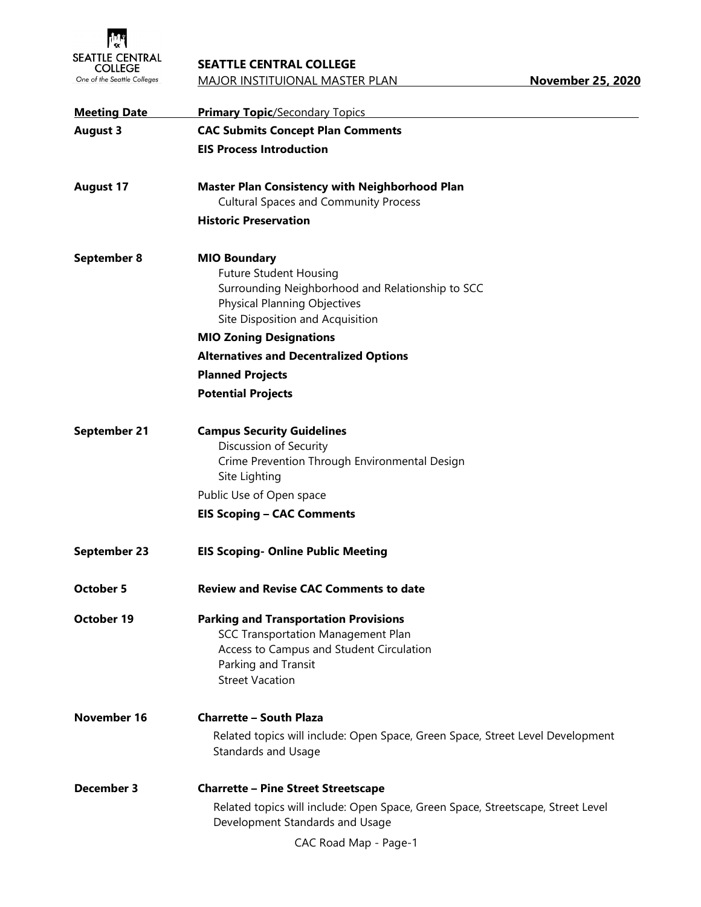SEATTLE CENTRAL COLLEGE
One of the Seattle Colleges

**SEATTLE CENTRAL COLLEGE**

MAJOR INSTITUIONAL MASTER PLAN **November 25, 2020**

| Meeting Date | Primary Topic/Secondary Topics |
|---|---|
| **August 3** | **CAC Submits Concept Plan Comments**<br>**EIS Process Introduction** |
| **August 17** | **Master Plan Consistency with Neighborhood Plan**<br>Cultural Spaces and Community Process<br>**Historic Preservation** |
| **September 8** | **MIO Boundary**<br>Future Student Housing<br>Surrounding Neighborhood and Relationship to SCC<br>Physical Planning Objectives<br>Site Disposition and Acquisition<br>**MIO Zoning Designations**<br>**Alternatives and Decentralized Options**<br>**Planned Projects**<br>**Potential Projects** |
| **September 21** | **Campus Security Guidelines**<br>Discussion of Security<br>Crime Prevention Through Environmental Design<br>Site Lighting<br>Public Use of Open space<br>**EIS Scoping – CAC Comments** |
| **September 23** | **EIS Scoping- Online Public Meeting** |
| **October 5** | **Review and Revise CAC Comments to date** |
| **October 19** | **Parking and Transportation Provisions**<br>SCC Transportation Management Plan<br>Access to Campus and Student Circulation<br>Parking and Transit<br>Street Vacation |
| **November 16** | **Charrette – South Plaza**<br>Related topics will include: Open Space, Green Space, Street Level Development Standards and Usage |
| **December 3** | **Charrette – Pine Street Streetscape**<br>Related topics will include: Open Space, Green Space, Streetscape, Street Level Development Standards and Usage |

CAC Road Map - Page-1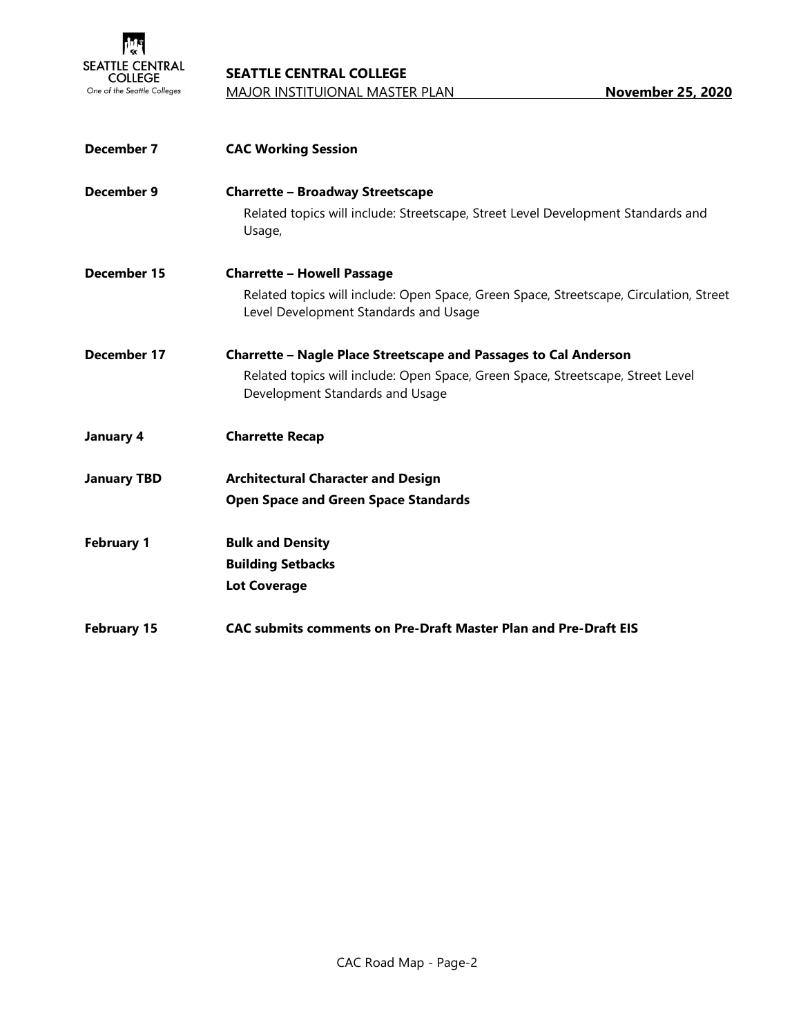| | |
|---|---|
| **December 7** | **CAC Working Session** |
| **December 9** | **Charrette – Broadway Streetscape**<br>Related topics will include: Streetscape, Street Level Development Standards and Usage, |
| **December 15** | **Charrette – Howell Passage**<br>Related topics will include: Open Space, Green Space, Streetscape, Circulation, Street Level Development Standards and Usage |
| **December 17** | **Charrette – Nagle Place Streetscape and Passages to Cal Anderson**<br>Related topics will include: Open Space, Green Space, Streetscape, Street Level Development Standards and Usage |
| **January 4** | **Charrette Recap** |
| **January TBD** | **Architectural Character and Design**<br>**Open Space and Green Space Standards** |
| **February 1** | **Bulk and Density**<br>**Building Setbacks**<br>**Lot Coverage** |
| **February 15** | **CAC submits comments on Pre-Draft Master Plan and Pre-Draft EIS** |